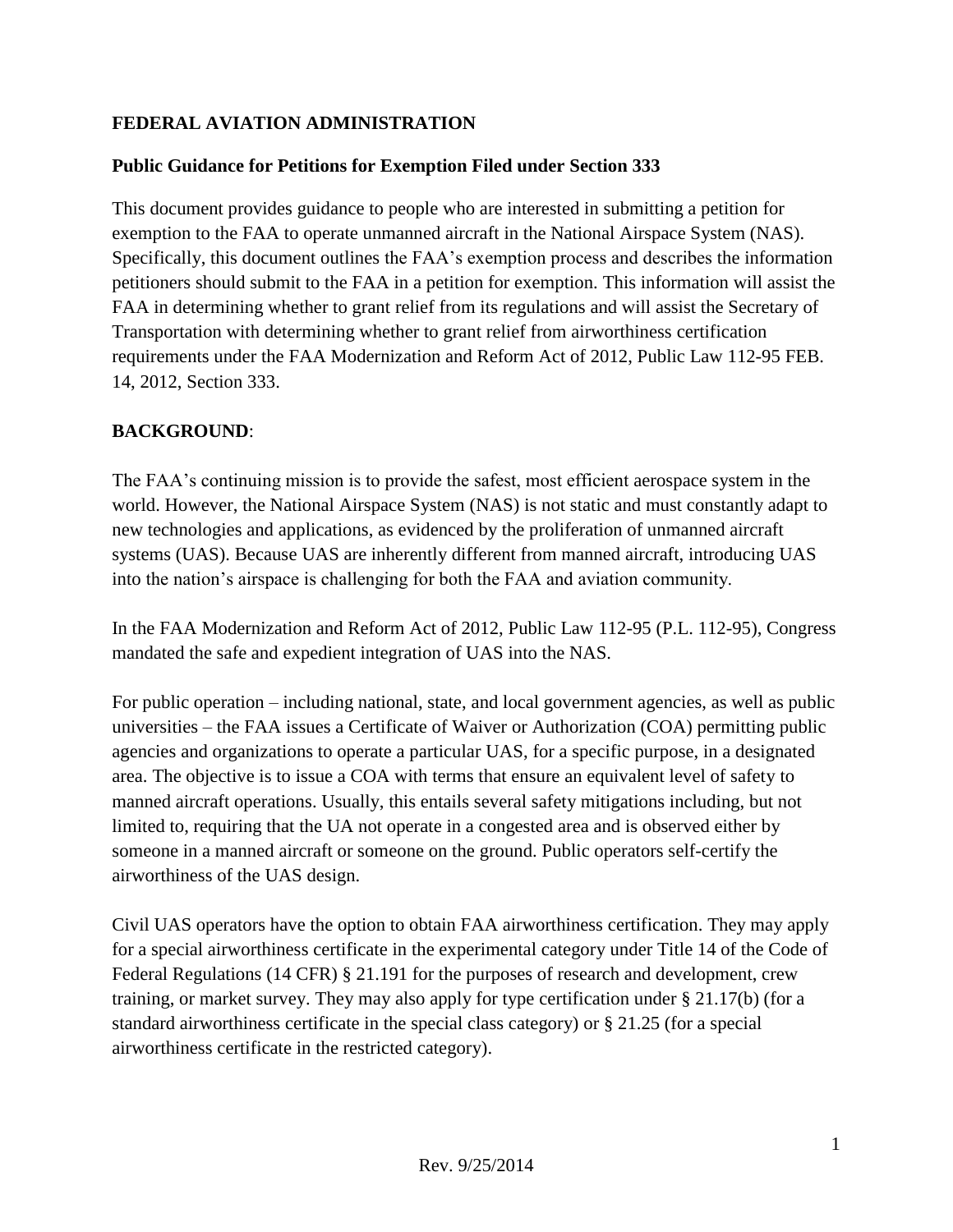**FEDERAL AVIATION ADMINISTRATION**

**Public Guidance for Petitions for Exemption Filed under Section 333**

This document provides guidance to people who are interested in submitting a petition for exemption to the FAA to operate unmanned aircraft in the National Airspace System (NAS). Specifically, this document outlines the FAA's exemption process and describes the information petitioners should submit to the FAA in a petition for exemption. This information will assist the FAA in determining whether to grant relief from its regulations and will assist the Secretary of Transportation with determining whether to grant relief from airworthiness certification requirements under the FAA Modernization and Reform Act of 2012, Public Law 112-95 FEB. 14, 2012, Section 333.

**BACKGROUND**:

The FAA's continuing mission is to provide the safest, most efficient aerospace system in the world. However, the National Airspace System (NAS) is not static and must constantly adapt to new technologies and applications, as evidenced by the proliferation of unmanned aircraft systems (UAS). Because UAS are inherently different from manned aircraft, introducing UAS into the nation's airspace is challenging for both the FAA and aviation community.

In the FAA Modernization and Reform Act of 2012, Public Law 112-95 (P.L. 112-95), Congress mandated the safe and expedient integration of UAS into the NAS.

For public operation – including national, state, and local government agencies, as well as public universities – the FAA issues a Certificate of Waiver or Authorization (COA) permitting public agencies and organizations to operate a particular UAS, for a specific purpose, in a designated area. The objective is to issue a COA with terms that ensure an equivalent level of safety to manned aircraft operations. Usually, this entails several safety mitigations including, but not limited to, requiring that the UA not operate in a congested area and is observed either by someone in a manned aircraft or someone on the ground. Public operators self-certify the airworthiness of the UAS design.

Civil UAS operators have the option to obtain FAA airworthiness certification. They may apply for a special airworthiness certificate in the experimental category under Title 14 of the Code of Federal Regulations (14 CFR) § 21.191 for the purposes of research and development, crew training, or market survey. They may also apply for type certification under § 21.17(b) (for a standard airworthiness certificate in the special class category) or § 21.25 (for a special airworthiness certificate in the restricted category).

Rev. 9/25/2014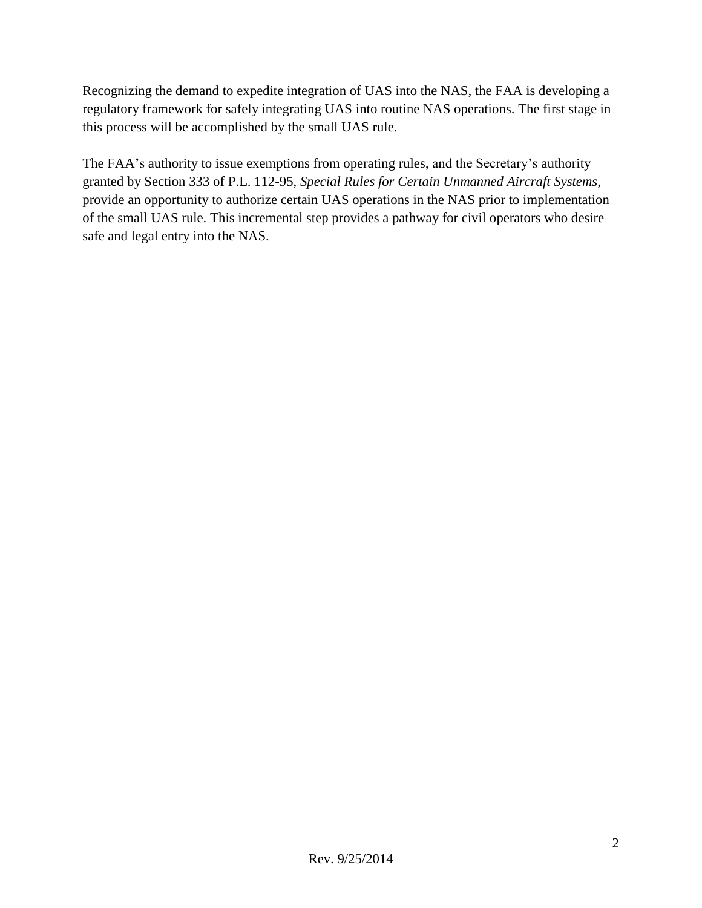Recognizing the demand to expedite integration of UAS into the NAS, the FAA is developing a regulatory framework for safely integrating UAS into routine NAS operations. The first stage in this process will be accomplished by the small UAS rule.

The FAA's authority to issue exemptions from operating rules, and the Secretary's authority granted by Section 333 of P.L. 112-95, *Special Rules for Certain Unmanned Aircraft Systems*, provide an opportunity to authorize certain UAS operations in the NAS prior to implementation of the small UAS rule. This incremental step provides a pathway for civil operators who desire safe and legal entry into the NAS.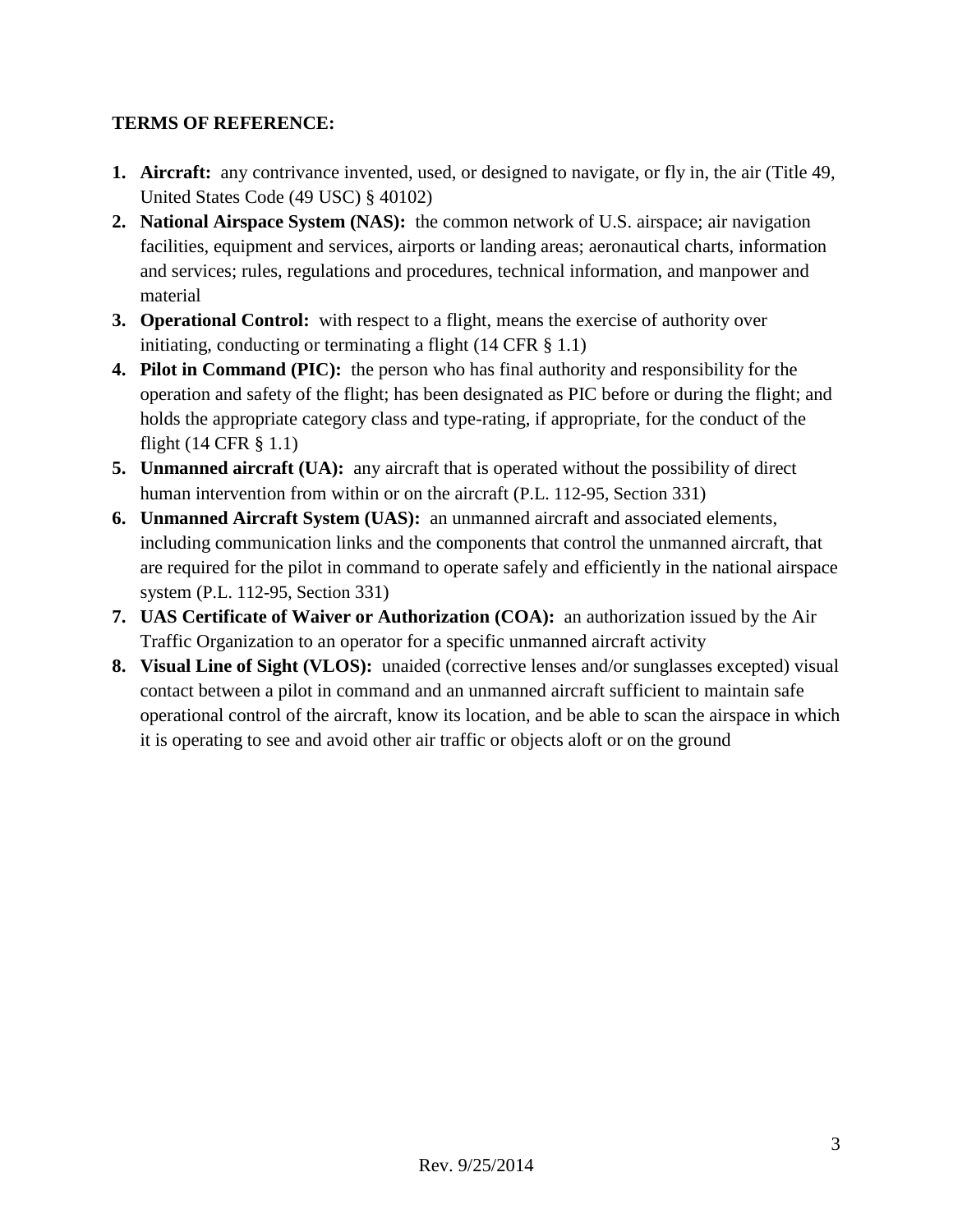**TERMS OF REFERENCE:**

1. **Aircraft:** any contrivance invented, used, or designed to navigate, or fly in, the air (Title 49, United States Code (49 USC) § 40102)
2. **National Airspace System (NAS):** the common network of U.S. airspace; air navigation facilities, equipment and services, airports or landing areas; aeronautical charts, information and services; rules, regulations and procedures, technical information, and manpower and material
3. **Operational Control:** with respect to a flight, means the exercise of authority over initiating, conducting or terminating a flight (14 CFR § 1.1)
4. **Pilot in Command (PIC):** the person who has final authority and responsibility for the operation and safety of the flight; has been designated as PIC before or during the flight; and holds the appropriate category class and type-rating, if appropriate, for the conduct of the flight (14 CFR § 1.1)
5. **Unmanned aircraft (UA):** any aircraft that is operated without the possibility of direct human intervention from within or on the aircraft (P.L. 112-95, Section 331)
6. **Unmanned Aircraft System (UAS):** an unmanned aircraft and associated elements, including communication links and the components that control the unmanned aircraft, that are required for the pilot in command to operate safely and efficiently in the national airspace system (P.L. 112-95, Section 331)
7. **UAS Certificate of Waiver or Authorization (COA):** an authorization issued by the Air Traffic Organization to an operator for a specific unmanned aircraft activity
8. **Visual Line of Sight (VLOS):** unaided (corrective lenses and/or sunglasses excepted) visual contact between a pilot in command and an unmanned aircraft sufficient to maintain safe operational control of the aircraft, know its location, and be able to scan the airspace in which it is operating to see and avoid other air traffic or objects aloft or on the ground

Rev. 9/25/2014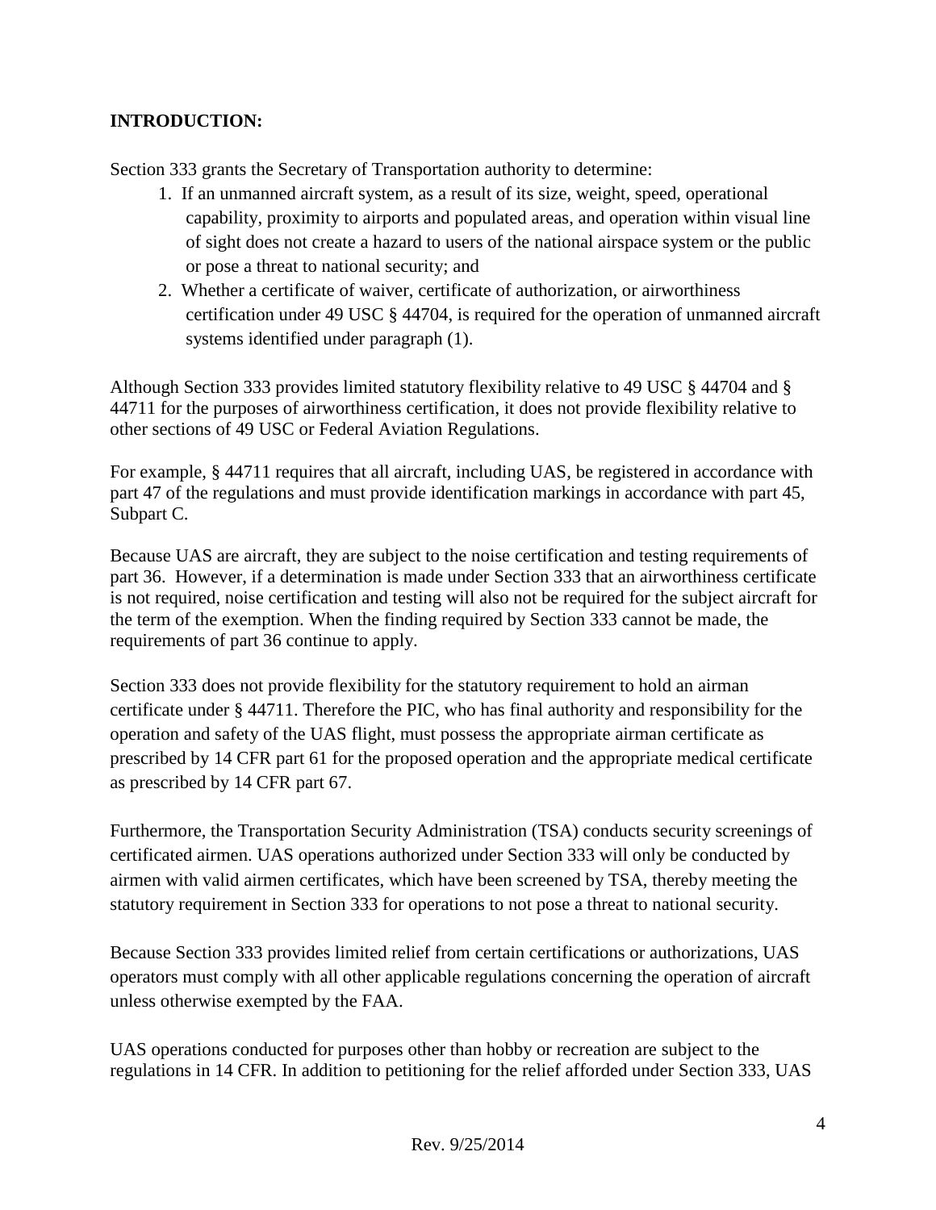**INTRODUCTION:**

Section 333 grants the Secretary of Transportation authority to determine:

1. If an unmanned aircraft system, as a result of its size, weight, speed, operational capability, proximity to airports and populated areas, and operation within visual line of sight does not create a hazard to users of the national airspace system or the public or pose a threat to national security; and
2. Whether a certificate of waiver, certificate of authorization, or airworthiness certification under 49 USC § 44704, is required for the operation of unmanned aircraft systems identified under paragraph (1).

Although Section 333 provides limited statutory flexibility relative to 49 USC § 44704 and § 44711 for the purposes of airworthiness certification, it does not provide flexibility relative to other sections of 49 USC or Federal Aviation Regulations.

For example, § 44711 requires that all aircraft, including UAS, be registered in accordance with part 47 of the regulations and must provide identification markings in accordance with part 45, Subpart C.

Because UAS are aircraft, they are subject to the noise certification and testing requirements of part 36. However, if a determination is made under Section 333 that an airworthiness certificate is not required, noise certification and testing will also not be required for the subject aircraft for the term of the exemption. When the finding required by Section 333 cannot be made, the requirements of part 36 continue to apply.

Section 333 does not provide flexibility for the statutory requirement to hold an airman certificate under § 44711. Therefore the PIC, who has final authority and responsibility for the operation and safety of the UAS flight, must possess the appropriate airman certificate as prescribed by 14 CFR part 61 for the proposed operation and the appropriate medical certificate as prescribed by 14 CFR part 67.

Furthermore, the Transportation Security Administration (TSA) conducts security screenings of certificated airmen. UAS operations authorized under Section 333 will only be conducted by airmen with valid airmen certificates, which have been screened by TSA, thereby meeting the statutory requirement in Section 333 for operations to not pose a threat to national security.

Because Section 333 provides limited relief from certain certifications or authorizations, UAS operators must comply with all other applicable regulations concerning the operation of aircraft unless otherwise exempted by the FAA.

UAS operations conducted for purposes other than hobby or recreation are subject to the regulations in 14 CFR. In addition to petitioning for the relief afforded under Section 333, UAS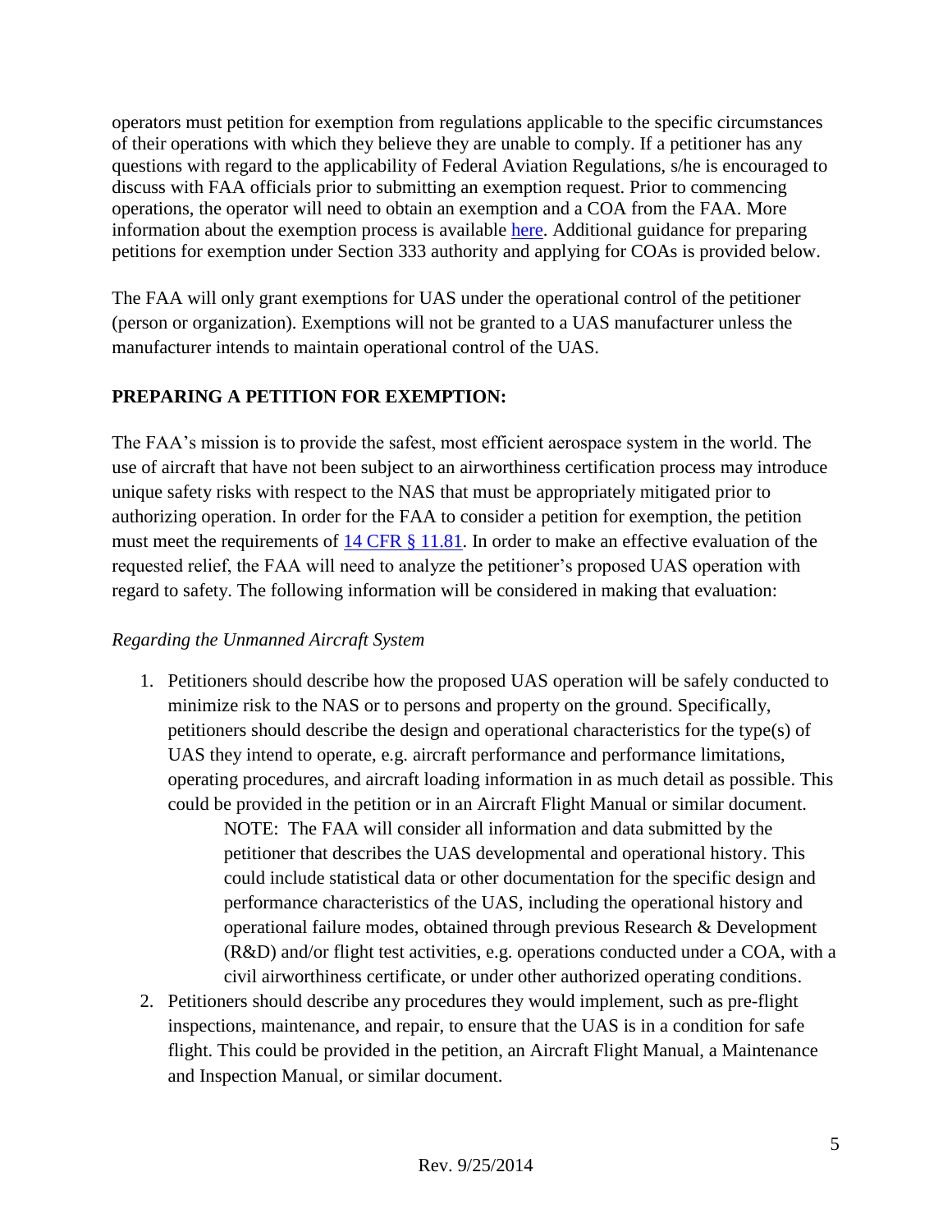operators must petition for exemption from regulations applicable to the specific circumstances of their operations with which they believe they are unable to comply. If a petitioner has any questions with regard to the applicability of Federal Aviation Regulations, s/he is encouraged to discuss with FAA officials prior to submitting an exemption request. Prior to commencing operations, the operator will need to obtain an exemption and a COA from the FAA. More information about the exemption process is available here. Additional guidance for preparing petitions for exemption under Section 333 authority and applying for COAs is provided below.

The FAA will only grant exemptions for UAS under the operational control of the petitioner (person or organization). Exemptions will not be granted to a UAS manufacturer unless the manufacturer intends to maintain operational control of the UAS.

**PREPARING A PETITION FOR EXEMPTION:**

The FAA's mission is to provide the safest, most efficient aerospace system in the world. The use of aircraft that have not been subject to an airworthiness certification process may introduce unique safety risks with respect to the NAS that must be appropriately mitigated prior to authorizing operation. In order for the FAA to consider a petition for exemption, the petition must meet the requirements of 14 CFR § 11.81. In order to make an effective evaluation of the requested relief, the FAA will need to analyze the petitioner's proposed UAS operation with regard to safety. The following information will be considered in making that evaluation:

*Regarding the Unmanned Aircraft System*

1. Petitioners should describe how the proposed UAS operation will be safely conducted to minimize risk to the NAS or to persons and property on the ground. Specifically, petitioners should describe the design and operational characteristics for the type(s) of UAS they intend to operate, e.g. aircraft performance and performance limitations, operating procedures, and aircraft loading information in as much detail as possible. This could be provided in the petition or in an Aircraft Flight Manual or similar document.

   NOTE: The FAA will consider all information and data submitted by the petitioner that describes the UAS developmental and operational history. This could include statistical data or other documentation for the specific design and performance characteristics of the UAS, including the operational history and operational failure modes, obtained through previous Research & Development (R&D) and/or flight test activities, e.g. operations conducted under a COA, with a civil airworthiness certificate, or under other authorized operating conditions.

2. Petitioners should describe any procedures they would implement, such as pre-flight inspections, maintenance, and repair, to ensure that the UAS is in a condition for safe flight. This could be provided in the petition, an Aircraft Flight Manual, a Maintenance and Inspection Manual, or similar document.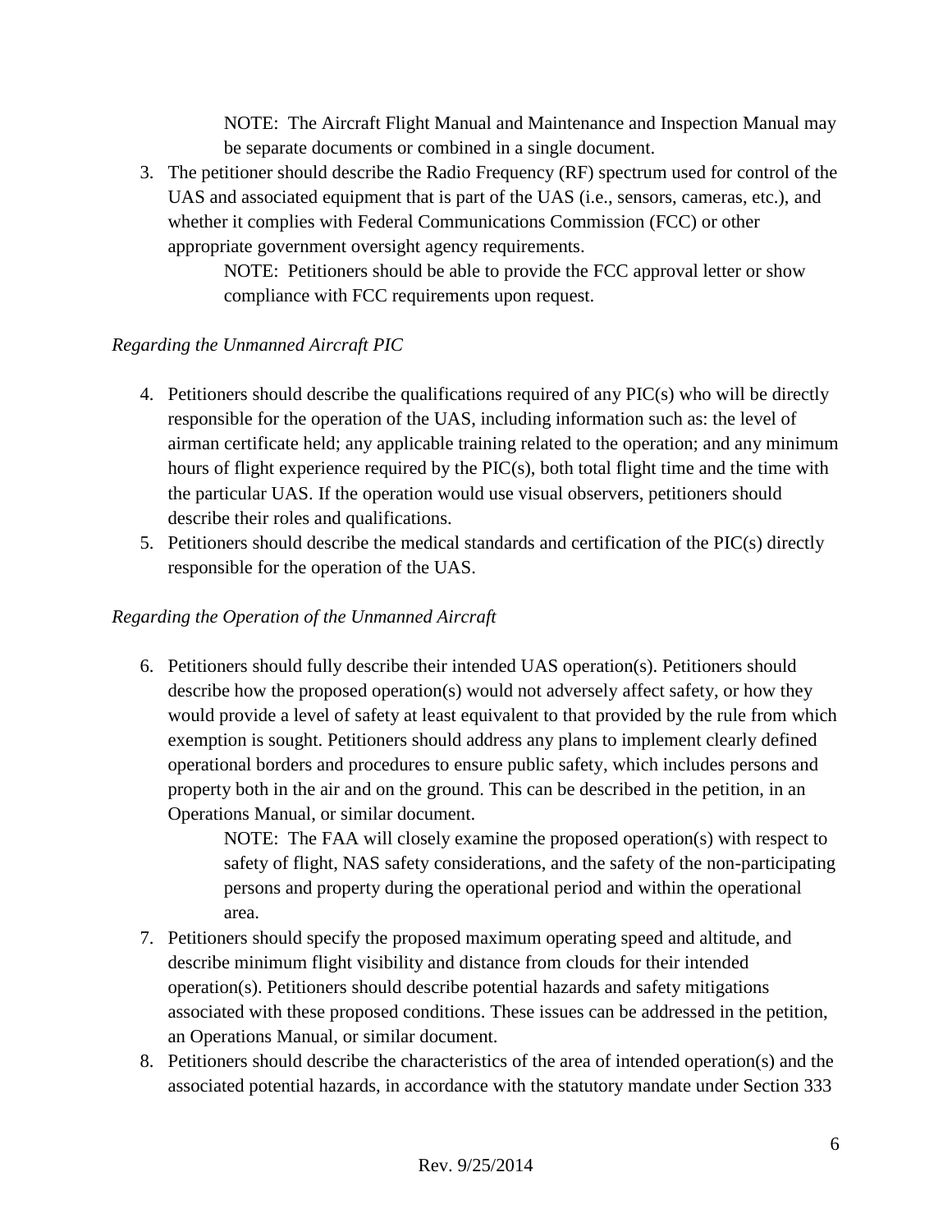NOTE: The Aircraft Flight Manual and Maintenance and Inspection Manual may be separate documents or combined in a single document.

3. The petitioner should describe the Radio Frequency (RF) spectrum used for control of the UAS and associated equipment that is part of the UAS (i.e., sensors, cameras, etc.), and whether it complies with Federal Communications Commission (FCC) or other appropriate government oversight agency requirements.

   NOTE: Petitioners should be able to provide the FCC approval letter or show compliance with FCC requirements upon request.

*Regarding the Unmanned Aircraft PIC*

4. Petitioners should describe the qualifications required of any PIC(s) who will be directly responsible for the operation of the UAS, including information such as: the level of airman certificate held; any applicable training related to the operation; and any minimum hours of flight experience required by the PIC(s), both total flight time and the time with the particular UAS. If the operation would use visual observers, petitioners should describe their roles and qualifications.
5. Petitioners should describe the medical standards and certification of the PIC(s) directly responsible for the operation of the UAS.

*Regarding the Operation of the Unmanned Aircraft*

6. Petitioners should fully describe their intended UAS operation(s). Petitioners should describe how the proposed operation(s) would not adversely affect safety, or how they would provide a level of safety at least equivalent to that provided by the rule from which exemption is sought. Petitioners should address any plans to implement clearly defined operational borders and procedures to ensure public safety, which includes persons and property both in the air and on the ground. This can be described in the petition, in an Operations Manual, or similar document.

   NOTE: The FAA will closely examine the proposed operation(s) with respect to safety of flight, NAS safety considerations, and the safety of the non-participating persons and property during the operational period and within the operational area.
7. Petitioners should specify the proposed maximum operating speed and altitude, and describe minimum flight visibility and distance from clouds for their intended operation(s). Petitioners should describe potential hazards and safety mitigations associated with these proposed conditions. These issues can be addressed in the petition, an Operations Manual, or similar document.
8. Petitioners should describe the characteristics of the area of intended operation(s) and the associated potential hazards, in accordance with the statutory mandate under Section 333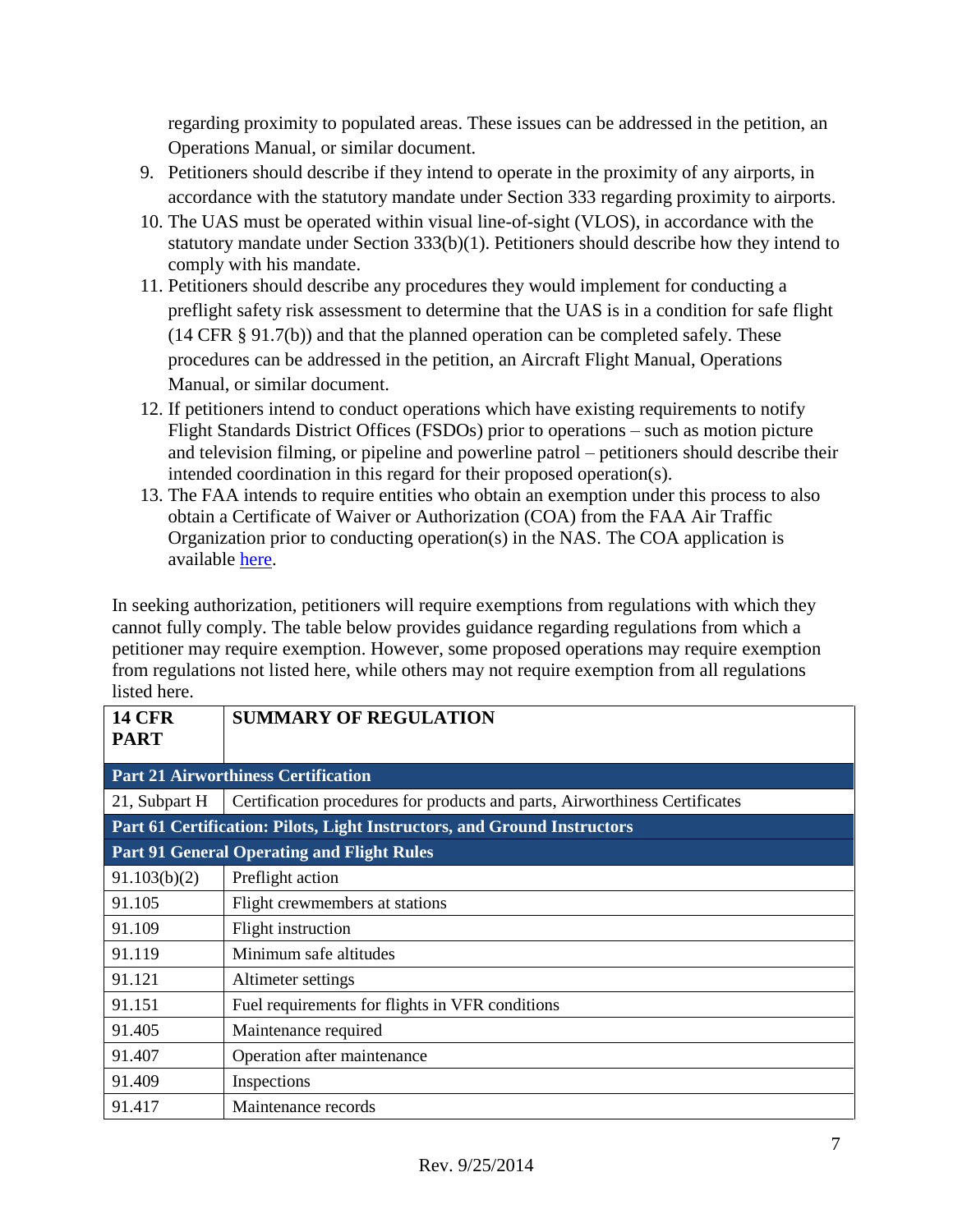regarding proximity to populated areas. These issues can be addressed in the petition, an Operations Manual, or similar document.

9. Petitioners should describe if they intend to operate in the proximity of any airports, in accordance with the statutory mandate under Section 333 regarding proximity to airports.
10. The UAS must be operated within visual line-of-sight (VLOS), in accordance with the statutory mandate under Section 333(b)(1). Petitioners should describe how they intend to comply with his mandate.
11. Petitioners should describe any procedures they would implement for conducting a preflight safety risk assessment to determine that the UAS is in a condition for safe flight (14 CFR § 91.7(b)) and that the planned operation can be completed safely. These procedures can be addressed in the petition, an Aircraft Flight Manual, Operations Manual, or similar document.
12. If petitioners intend to conduct operations which have existing requirements to notify Flight Standards District Offices (FSDOs) prior to operations – such as motion picture and television filming, or pipeline and powerline patrol – petitioners should describe their intended coordination in this regard for their proposed operation(s).
13. The FAA intends to require entities who obtain an exemption under this process to also obtain a Certificate of Waiver or Authorization (COA) from the FAA Air Traffic Organization prior to conducting operation(s) in the NAS. The COA application is available here.

In seeking authorization, petitioners will require exemptions from regulations with which they cannot fully comply. The table below provides guidance regarding regulations from which a petitioner may require exemption. However, some proposed operations may require exemption from regulations not listed here, while others may not require exemption from all regulations listed here.

| 14 CFR PART | SUMMARY OF REGULATION |
|---|---|
| **Part 21 Airworthiness Certification** | |
| 21, Subpart H | Certification procedures for products and parts, Airworthiness Certificates |
| **Part 61 Certification: Pilots, Light Instructors, and Ground Instructors** | |
| **Part 91 General Operating and Flight Rules** | |
| 91.103(b)(2) | Preflight action |
| 91.105 | Flight crewmembers at stations |
| 91.109 | Flight instruction |
| 91.119 | Minimum safe altitudes |
| 91.121 | Altimeter settings |
| 91.151 | Fuel requirements for flights in VFR conditions |
| 91.405 | Maintenance required |
| 91.407 | Operation after maintenance |
| 91.409 | Inspections |
| 91.417 | Maintenance records |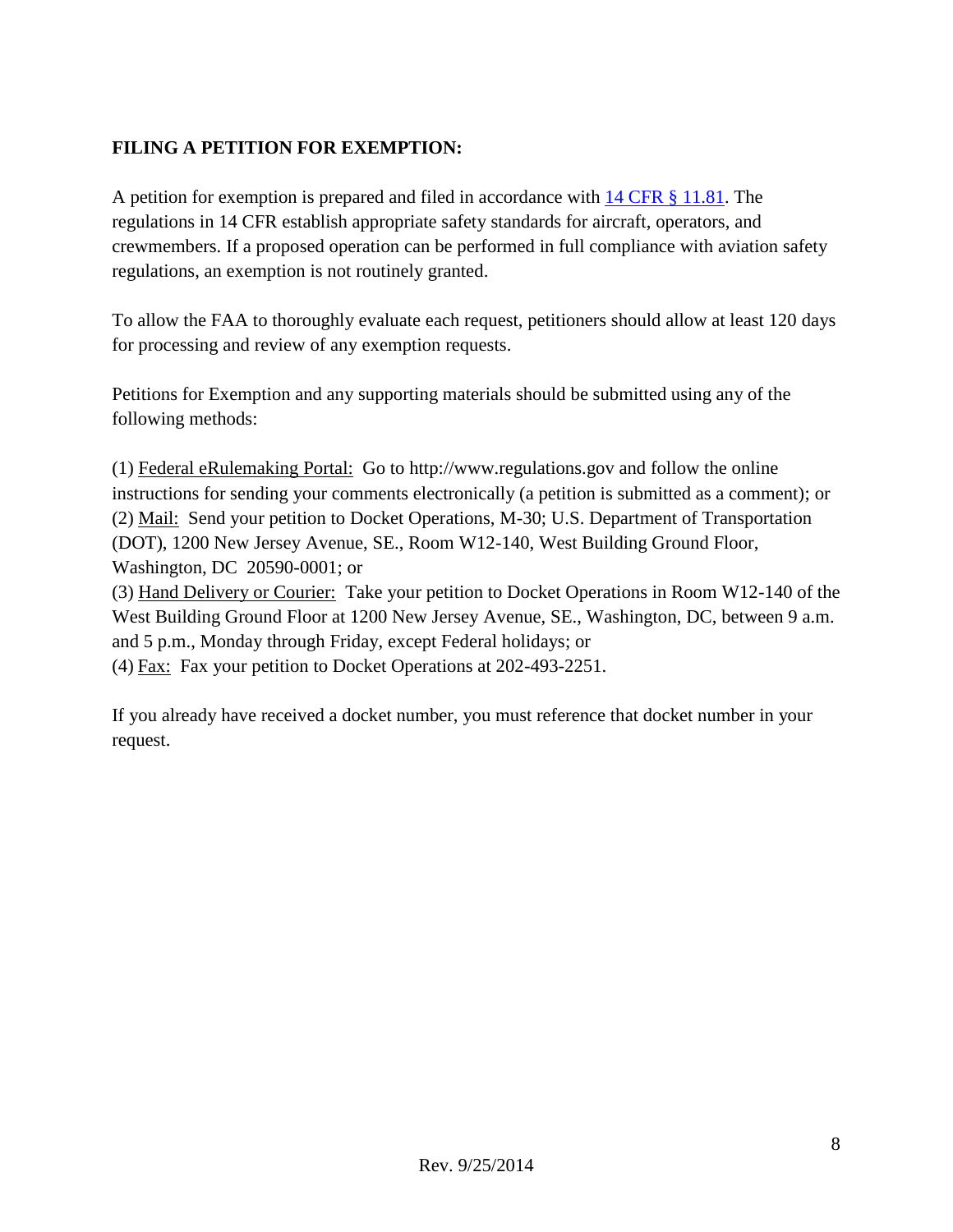**FILING A PETITION FOR EXEMPTION:**

A petition for exemption is prepared and filed in accordance with [14 CFR § 11.81](). The regulations in 14 CFR establish appropriate safety standards for aircraft, operators, and crewmembers. If a proposed operation can be performed in full compliance with aviation safety regulations, an exemption is not routinely granted.

To allow the FAA to thoroughly evaluate each request, petitioners should allow at least 120 days for processing and review of any exemption requests.

Petitions for Exemption and any supporting materials should be submitted using any of the following methods:

(1) Federal eRulemaking Portal: Go to http://www.regulations.gov and follow the online instructions for sending your comments electronically (a petition is submitted as a comment); or
(2) Mail: Send your petition to Docket Operations, M-30; U.S. Department of Transportation (DOT), 1200 New Jersey Avenue, SE., Room W12-140, West Building Ground Floor, Washington, DC 20590-0001; or
(3) Hand Delivery or Courier: Take your petition to Docket Operations in Room W12-140 of the West Building Ground Floor at 1200 New Jersey Avenue, SE., Washington, DC, between 9 a.m. and 5 p.m., Monday through Friday, except Federal holidays; or
(4) Fax: Fax your petition to Docket Operations at 202-493-2251.

If you already have received a docket number, you must reference that docket number in your request.

Rev. 9/25/2014